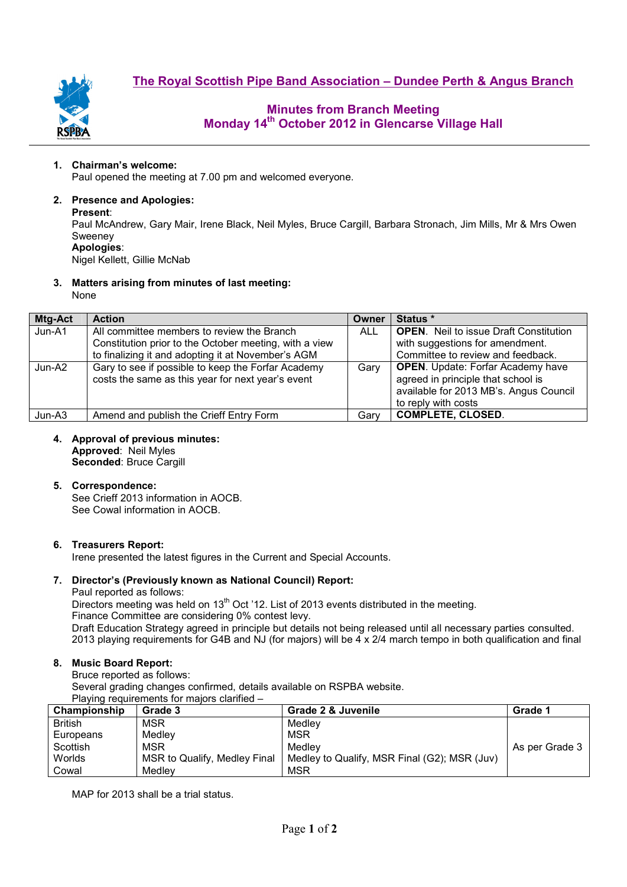# The Royal Scottish Pipe Band Association – Dundee Perth & Angus Branch

## Minutes from Branch Meeting
## Monday 14th October 2012 in Glencarse Village Hall

1. **Chairman's welcome:**
   Paul opened the meeting at 7.00 pm and welcomed everyone.

2. **Presence and Apologies:**
   **Present**:
   Paul McAndrew, Gary Mair, Irene Black, Neil Myles, Bruce Cargill, Barbara Stronach, Jim Mills, Mr & Mrs Owen Sweeney
   **Apologies**:
   Nigel Kellett, Gillie McNab

3. **Matters arising from minutes of last meeting:**
   None

| Mtg-Act | Action | Owner | Status * |
|---|---|---|---|
| Jun-A1 | All committee members to review the Branch Constitution prior to the October meeting, with a view to finalizing it and adopting it at November's AGM | ALL | **OPEN**. Neil to issue Draft Constitution with suggestions for amendment. Committee to review and feedback. |
| Jun-A2 | Gary to see if possible to keep the Forfar Academy costs the same as this year for next year's event | Gary | **OPEN**. Update: Forfar Academy have agreed in principle that school is available for 2013 MB's. Angus Council to reply with costs |
| Jun-A3 | Amend and publish the Crieff Entry Form | Gary | **COMPLETE, CLOSED**. |

4. **Approval of previous minutes:**
   **Approved**: Neil Myles
   **Seconded**: Bruce Cargill

5. **Correspondence:**
   See Crieff 2013 information in AOCB.
   See Cowal information in AOCB.

6. **Treasurers Report:**
   Irene presented the latest figures in the Current and Special Accounts.

7. **Director's (Previously known as National Council) Report:**
   Paul reported as follows:
   Directors meeting was held on 13th Oct '12. List of 2013 events distributed in the meeting.
   Finance Committee are considering 0% contest levy.
   Draft Education Strategy agreed in principle but details not being released until all necessary parties consulted.
   2013 playing requirements for G4B and NJ (for majors) will be 4 x 2/4 march tempo in both qualification and final

8. **Music Board Report:**
   Bruce reported as follows:
   Several grading changes confirmed, details available on RSPBA website.
   Playing requirements for majors clarified –

| Championship | Grade 3 | Grade 2 & Juvenile | Grade 1 |
|---|---|---|---|
| British | MSR | Medley | As per Grade 3 |
| Europeans | Medley | MSR | |
| Scottish | MSR | Medley | |
| Worlds | MSR to Qualify, Medley Final | Medley to Qualify, MSR Final (G2); MSR (Juv) | |
| Cowal | Medley | MSR | |

   MAP for 2013 shall be a trial status.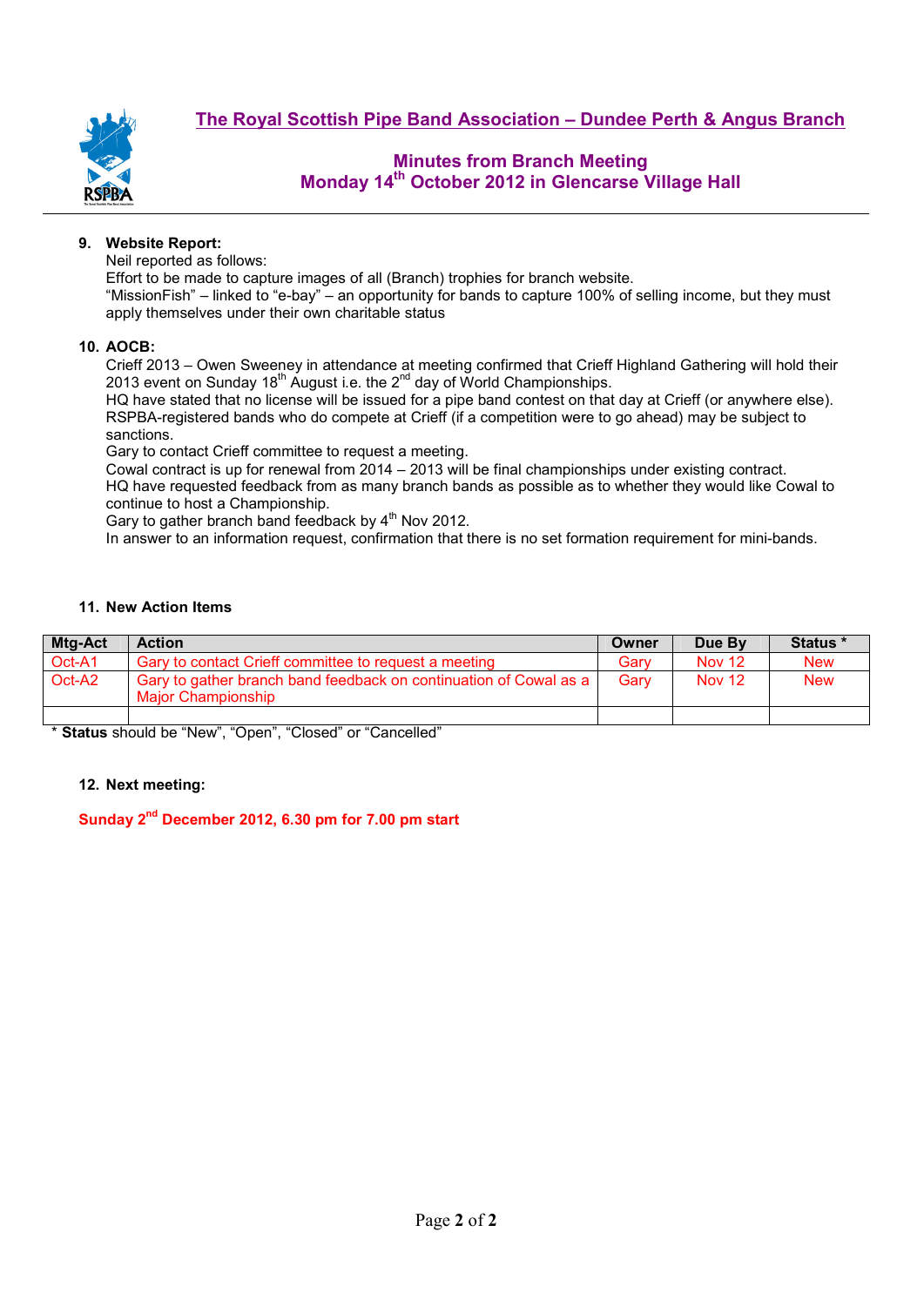# The Royal Scottish Pipe Band Association – Dundee Perth & Angus Branch

## Minutes from Branch Meeting
## Monday 14th October 2012 in Glencarse Village Hall

**9. Website Report:**

Neil reported as follows:
Effort to be made to capture images of all (Branch) trophies for branch website.
"MissionFish" – linked to "e-bay" – an opportunity for bands to capture 100% of selling income, but they must apply themselves under their own charitable status

**10. AOCB:**

Crieff 2013 – Owen Sweeney in attendance at meeting confirmed that Crieff Highland Gathering will hold their 2013 event on Sunday 18th August i.e. the 2nd day of World Championships.
HQ have stated that no license will be issued for a pipe band contest on that day at Crieff (or anywhere else). RSPBA-registered bands who do compete at Crieff (if a competition were to go ahead) may be subject to sanctions.
Gary to contact Crieff committee to request a meeting.
Cowal contract is up for renewal from 2014 – 2013 will be final championships under existing contract.
HQ have requested feedback from as many branch bands as possible as to whether they would like Cowal to continue to host a Championship.
Gary to gather branch band feedback by 4th Nov 2012.
In answer to an information request, confirmation that there is no set formation requirement for mini-bands.

**11. New Action Items**

| Mtg-Act | Action | Owner | Due By | Status * |
|---|---|---|---|---|
| Oct-A1 | Gary to contact Crieff committee to request a meeting | Gary | Nov 12 | New |
| Oct-A2 | Gary to gather branch band feedback on continuation of Cowal as a Major Championship | Gary | Nov 12 | New |
| | | | | |

* **Status** should be "New", "Open", "Closed" or "Cancelled"

**12. Next meeting:**

**Sunday 2nd December 2012, 6.30 pm for 7.00 pm start**